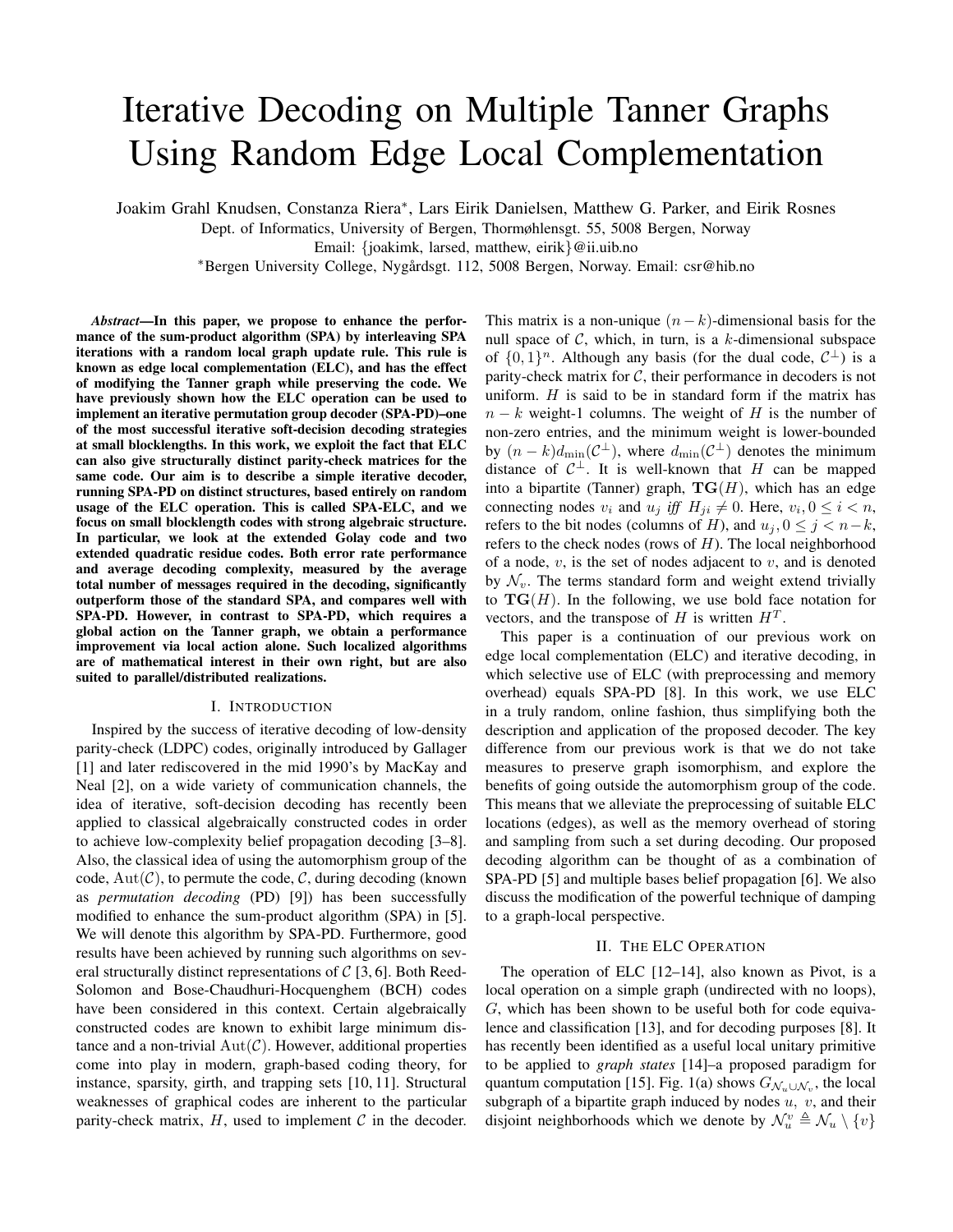# Iterative Decoding on Multiple Tanner Graphs Using Random Edge Local Complementation

Joakim Grahl Knudsen, Constanza Riera*, Lars Eirik Danielsen, Matthew G. Parker, and Eirik Rosnes

Dept. of Informatics, University of Bergen, Thormøhlensgt. 55, 5008 Bergen, Norway

Email: {joakimk, larsed, matthew, eirik}@ii.uib.no

*Bergen University College, Nygårdsgt. 112, 5008 Bergen, Norway. Email: csr@hib.no

***Abstract*—In this paper, we propose to enhance the performance of the sum-product algorithm (SPA) by interleaving SPA iterations with a random local graph update rule. This rule is known as edge local complementation (ELC), and has the effect of modifying the Tanner graph while preserving the code. We have previously shown how the ELC operation can be used to implement an iterative permutation group decoder (SPA-PD)–one of the most successful iterative soft-decision decoding strategies at small blocklengths. In this work, we exploit the fact that ELC can also give structurally distinct parity-check matrices for the same code. Our aim is to describe a simple iterative decoder, running SPA-PD on distinct structures, based entirely on random usage of the ELC operation. This is called SPA-ELC, and we focus on small blocklength codes with strong algebraic structure. In particular, we look at the extended Golay code and two extended quadratic residue codes. Both error rate performance and average decoding complexity, measured by the average total number of messages required in the decoding, significantly outperform those of the standard SPA, and compares well with SPA-PD. However, in contrast to SPA-PD, which requires a global action on the Tanner graph, we obtain a performance improvement via local action alone. Such localized algorithms are of mathematical interest in their own right, but are also suited to parallel/distributed realizations.**

## I. Introduction

Inspired by the success of iterative decoding of low-density parity-check (LDPC) codes, originally introduced by Gallager [1] and later rediscovered in the mid 1990's by MacKay and Neal [2], on a wide variety of communication channels, the idea of iterative, soft-decision decoding has recently been applied to classical algebraically constructed codes in order to achieve low-complexity belief propagation decoding [3–8]. Also, the classical idea of using the automorphism group of the code, $\mathrm{Aut}(\mathcal{C})$, to permute the code, $\mathcal{C}$, during decoding (known as *permutation decoding* (PD) [9]) has been successfully modified to enhance the sum-product algorithm (SPA) in [5]. We will denote this algorithm by SPA-PD. Furthermore, good results have been achieved by running such algorithms on several structurally distinct representations of $\mathcal{C}$ [3, 6]. Both Reed-Solomon and Bose-Chaudhuri-Hocquenghem (BCH) codes have been considered in this context. Certain algebraically constructed codes are known to exhibit large minimum distance and a non-trivial $\mathrm{Aut}(\mathcal{C})$. However, additional properties come into play in modern, graph-based coding theory, for instance, sparsity, girth, and trapping sets [10, 11]. Structural weaknesses of graphical codes are inherent to the particular parity-check matrix, $H$, used to implement $\mathcal{C}$ in the decoder. This matrix is a non-unique $(n-k)$-dimensional basis for the null space of $\mathcal{C}$, which, in turn, is a $k$-dimensional subspace of $\{0,1\}^n$. Although any basis (for the dual code, $\mathcal{C}^{\perp}$) is a parity-check matrix for $\mathcal{C}$, their performance in decoders is not uniform. $H$ is said to be in standard form if the matrix has $n-k$ weight-1 columns. The weight of $H$ is the number of non-zero entries, and the minimum weight is lower-bounded by $(n-k)d_{\min}(\mathcal{C}^{\perp})$, where $d_{\min}(\mathcal{C}^{\perp})$ denotes the minimum distance of $\mathcal{C}^{\perp}$. It is well-known that $H$ can be mapped into a bipartite (Tanner) graph, $\mathbf{TG}(H)$, which has an edge connecting nodes $v_i$ and $u_j$ *iff* $H_{ji} \neq 0$. Here, $v_i, 0 \leq i < n$, refers to the bit nodes (columns of $H$), and $u_j, 0 \leq j < n-k$, refers to the check nodes (rows of $H$). The local neighborhood of a node, $v$, is the set of nodes adjacent to $v$, and is denoted by $\mathcal{N}_v$. The terms standard form and weight extend trivially to $\mathbf{TG}(H)$. In the following, we use bold face notation for vectors, and the transpose of $H$ is written $H^T$.

This paper is a continuation of our previous work on edge local complementation (ELC) and iterative decoding, in which selective use of ELC (with preprocessing and memory overhead) equals SPA-PD [8]. In this work, we use ELC in a truly random, online fashion, thus simplifying both the description and application of the proposed decoder. The key difference from our previous work is that we do not take measures to preserve graph isomorphism, and explore the benefits of going outside the automorphism group of the code. This means that we alleviate the preprocessing of suitable ELC locations (edges), as well as the memory overhead of storing and sampling from such a set during decoding. Our proposed decoding algorithm can be thought of as a combination of SPA-PD [5] and multiple bases belief propagation [6]. We also discuss the modification of the powerful technique of damping to a graph-local perspective.

## II. The ELC Operation

The operation of ELC [12–14], also known as Pivot, is a local operation on a simple graph (undirected with no loops), $G$, which has been shown to be useful both for code equivalence and classification [13], and for decoding purposes [8]. It has recently been identified as a useful local unitary primitive to be applied to *graph states* [14]–a proposed paradigm for quantum computation [15]. Fig. 1(a) shows $G_{\mathcal{N}_u \cup \mathcal{N}_v}$, the local subgraph of a bipartite graph induced by nodes $u$, $v$, and their disjoint neighborhoods which we denote by $\mathcal{N}_u^v \triangleq \mathcal{N}_u \setminus \{v\}$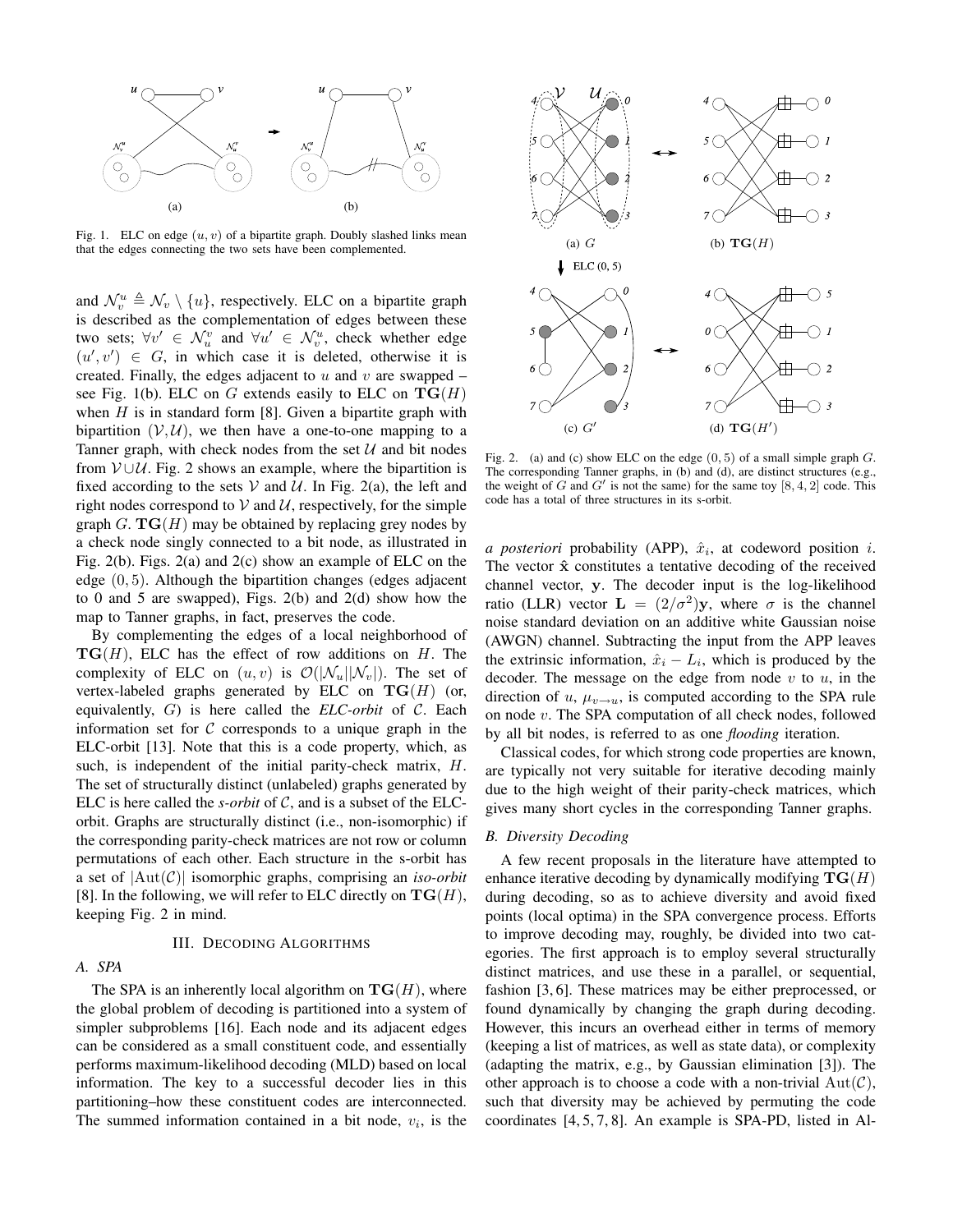Fig. 1. ELC on edge $(u, v)$ of a bipartite graph. Doubly slashed links mean that the edges connecting the two sets have been complemented.

and $\mathcal{N}_v^u \triangleq \mathcal{N}_v \setminus \{u\}$, respectively. ELC on a bipartite graph is described as the complementation of edges between these two sets; $\forall v' \in \mathcal{N}_u^v$ and $\forall u' \in \mathcal{N}_v^u$, check whether edge $(u', v') \in G$, in which case it is deleted, otherwise it is created. Finally, the edges adjacent to $u$ and $v$ are swapped – see Fig. 1(b). ELC on $G$ extends easily to ELC on $\mathbf{TG}(H)$ when $H$ is in standard form [8]. Given a bipartite graph with bipartition $(\mathcal{V}, \mathcal{U})$, we then have a one-to-one mapping to a Tanner graph, with check nodes from the set $\mathcal{U}$ and bit nodes from $\mathcal{V} \cup \mathcal{U}$. Fig. 2 shows an example, where the bipartition is fixed according to the sets $\mathcal{V}$ and $\mathcal{U}$. In Fig. 2(a), the left and right nodes correspond to $\mathcal{V}$ and $\mathcal{U}$, respectively, for the simple graph $G$. $\mathbf{TG}(H)$ may be obtained by replacing grey nodes by a check node singly connected to a bit node, as illustrated in Fig. 2(b). Figs. 2(a) and 2(c) show an example of ELC on the edge $(0, 5)$. Although the bipartition changes (edges adjacent to 0 and 5 are swapped), Figs. 2(b) and 2(d) show how the map to Tanner graphs, in fact, preserves the code.

By complementing the edges of a local neighborhood of $\mathbf{TG}(H)$, ELC has the effect of row additions on $H$. The complexity of ELC on $(u, v)$ is $\mathcal{O}(|\mathcal{N}_u||\mathcal{N}_v|)$. The set of vertex-labeled graphs generated by ELC on $\mathbf{TG}(H)$ (or, equivalently, $G$) is here called the *ELC-orbit* of $\mathcal{C}$. Each information set for $\mathcal{C}$ corresponds to a unique graph in the ELC-orbit [13]. Note that this is a code property, which, as such, is independent of the initial parity-check matrix, $H$. The set of structurally distinct (unlabeled) graphs generated by ELC is here called the *s-orbit* of $\mathcal{C}$, and is a subset of the ELC-orbit. Graphs are structurally distinct (i.e., non-isomorphic) if the corresponding parity-check matrices are not row or column permutations of each other. Each structure in the s-orbit has a set of $|\mathrm{Aut}(\mathcal{C})|$ isomorphic graphs, comprising an *iso-orbit* [8]. In the following, we will refer to ELC directly on $\mathbf{TG}(H)$, keeping Fig. 2 in mind.

Fig. 2. (a) and (c) show ELC on the edge $(0, 5)$ of a small simple graph $G$. The corresponding Tanner graphs, in (b) and (d), are distinct structures (e.g., the weight of $G$ and $G'$ is not the same) for the same toy $[8, 4, 2]$ code. This code has a total of three structures in its s-orbit.

## III. Decoding Algorithms

### A. SPA

The SPA is an inherently local algorithm on $\mathbf{TG}(H)$, where the global problem of decoding is partitioned into a system of simpler subproblems [16]. Each node and its adjacent edges can be considered as a small constituent code, and essentially performs maximum-likelihood decoding (MLD) based on local information. The key to a successful decoder lies in this partitioning–how these constituent codes are interconnected. The summed information contained in a bit node, $v_i$, is the *a posteriori* probability (APP), $\hat{x}_i$, at codeword position $i$. The vector $\hat{\mathbf{x}}$ constitutes a tentative decoding of the received channel vector, $\mathbf{y}$. The decoder input is the log-likelihood ratio (LLR) vector $\mathbf{L} = (2/\sigma^2)\mathbf{y}$, where $\sigma$ is the channel noise standard deviation on an additive white Gaussian noise (AWGN) channel. Subtracting the input from the APP leaves the extrinsic information, $\hat{x}_i - L_i$, which is produced by the decoder. The message on the edge from node $v$ to $u$, in the direction of $u$, $\mu_{v \to u}$, is computed according to the SPA rule on node $v$. The SPA computation of all check nodes, followed by all bit nodes, is referred to as one *flooding* iteration.

Classical codes, for which strong code properties are known, are typically not very suitable for iterative decoding mainly due to the high weight of their parity-check matrices, which gives many short cycles in the corresponding Tanner graphs.

### B. Diversity Decoding

A few recent proposals in the literature have attempted to enhance iterative decoding by dynamically modifying $\mathbf{TG}(H)$ during decoding, so as to achieve diversity and avoid fixed points (local optima) in the SPA convergence process. Efforts to improve decoding may, roughly, be divided into two categories. The first approach is to employ several structurally distinct matrices, and use these in a parallel, or sequential, fashion [3, 6]. These matrices may be either preprocessed, or found dynamically by changing the graph during decoding. However, this incurs an overhead either in terms of memory (keeping a list of matrices, as well as state data), or complexity (adapting the matrix, e.g., by Gaussian elimination [3]). The other approach is to choose a code with a non-trivial $\mathrm{Aut}(\mathcal{C})$, such that diversity may be achieved by permuting the code coordinates [4, 5, 7, 8]. An example is SPA-PD, listed in Al-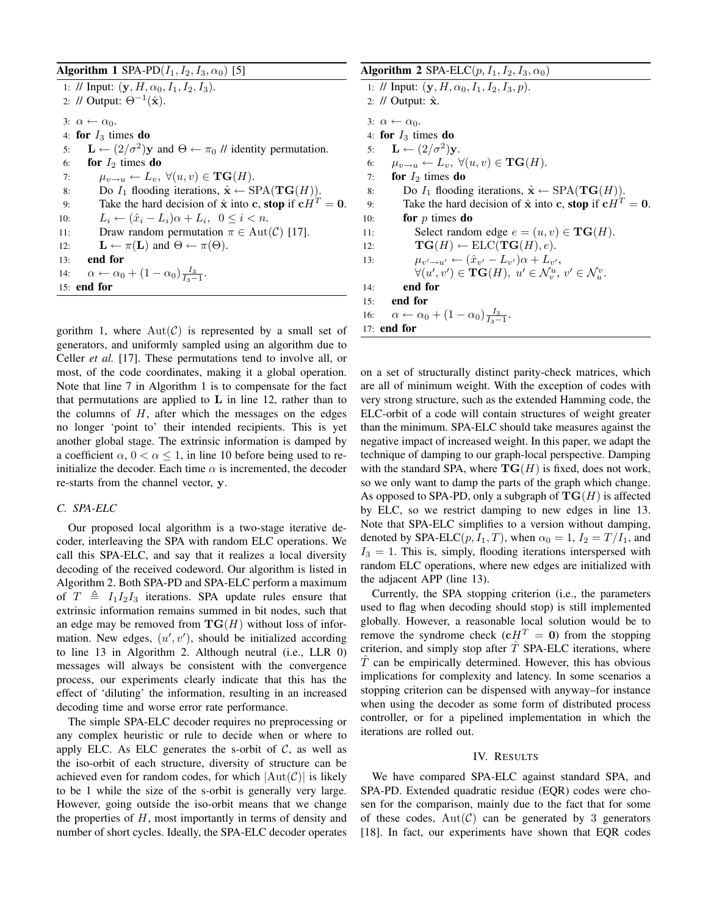**Algorithm 1** SPA-PD($I_1, I_2, I_3, \alpha_0$) [5]

```
1: // Input: (y, H, α0, I1, I2, I3).
2: // Output: Θ^{-1}(x̂).
3: α ← α0.
4: for I3 times do
5:     L ← (2/σ^2)y and Θ ← π0 // identity permutation.
6:     for I2 times do
7:         μ_{v→u} ← L_v, ∀(u, v) ∈ TG(H).
8:         Do I1 flooding iterations, x̂ ← SPA(TG(H)).
9:         Take the hard decision of x̂ into c, stop if cH^T = 0.
10:        L_i ← (x̂_i − L_i)α + L_i, 0 ≤ i < n.
11:        Draw random permutation π ∈ Aut(C) [17].
12:        L ← π(L) and Θ ← π(Θ).
13:    end for
14:    α ← α0 + (1 − α0) I3/(I3−1).
15: end for
```

**Algorithm 2** SPA-ELC($p, I_1, I_2, I_3, \alpha_0$)

```
1: // Input: (y, H, α0, I1, I2, I3, p).
2: // Output: x̂.
3: α ← α0.
4: for I3 times do
5:     L ← (2/σ^2)y.
6:     μ_{v→u} ← L_v, ∀(u, v) ∈ TG(H).
7:     for I2 times do
8:         Do I1 flooding iterations, x̂ ← SPA(TG(H)).
9:         Take the hard decision of x̂ into c, stop if cH^T = 0.
10:        for p times do
11:            Select random edge e = (u, v) ∈ TG(H).
12:            TG(H) ← ELC(TG(H), e).
13:            μ_{v'→u'} ← (x̂_{v'} − L_{v'})α + L_{v'},
               ∀(u', v') ∈ TG(H), u' ∈ N_v^u, v' ∈ N_u^v.
14:        end for
15:    end for
16:    α ← α0 + (1 − α0) I3/(I3−1).
17: end for
```

gorithm 1, where $\mathrm{Aut}(\mathcal{C})$ is represented by a small set of generators, and uniformly sampled using an algorithm due to Celler *et al.* [17]. These permutations tend to involve all, or most, of the code coordinates, making it a global operation. Note that line 7 in Algorithm 1 is to compensate for the fact that permutations are applied to $\mathbf{L}$ in line 12, rather than to the columns of $H$, after which the messages on the edges no longer 'point to' their intended recipients. This is yet another global stage. The extrinsic information is damped by a coefficient $\alpha$, $0 < \alpha \leq 1$, in line 10 before being used to re-initialize the decoder. Each time $\alpha$ is incremented, the decoder re-starts from the channel vector, $\mathbf{y}$.

### C. SPA-ELC

Our proposed local algorithm is a two-stage iterative decoder, interleaving the SPA with random ELC operations. We call this SPA-ELC, and say that it realizes a local diversity decoding of the received codeword. Our algorithm is listed in Algorithm 2. Both SPA-PD and SPA-ELC perform a maximum of $T \triangleq I_1 I_2 I_3$ iterations. SPA update rules ensure that extrinsic information remains summed in bit nodes, such that an edge may be removed from $\mathbf{TG}(H)$ without loss of information. New edges, $(u', v')$, should be initialized according to line 13 in Algorithm 2. Although neutral (i.e., LLR 0) messages will always be consistent with the convergence process, our experiments clearly indicate that this has the effect of 'diluting' the information, resulting in an increased decoding time and worse error rate performance.

The simple SPA-ELC decoder requires no preprocessing or any complex heuristic or rule to decide when or where to apply ELC. As ELC generates the s-orbit of $\mathcal{C}$, as well as the iso-orbit of each structure, diversity of structure can be achieved even for random codes, for which $|\mathrm{Aut}(\mathcal{C})|$ is likely to be 1 while the size of the s-orbit is generally very large. However, going outside the iso-orbit means that we change the properties of $H$, most importantly in terms of density and number of short cycles. Ideally, the SPA-ELC decoder operates on a set of structurally distinct parity-check matrices, which are all of minimum weight. With the exception of codes with very strong structure, such as the extended Hamming code, the ELC-orbit of a code will contain structures of weight greater than the minimum. SPA-ELC should take measures against the negative impact of increased weight. In this paper, we adapt the technique of damping to our graph-local perspective. Damping with the standard SPA, where $\mathbf{TG}(H)$ is fixed, does not work, so we only want to damp the parts of the graph which change. As opposed to SPA-PD, only a subgraph of $\mathbf{TG}(H)$ is affected by ELC, so we restrict damping to new edges in line 13. Note that SPA-ELC simplifies to a version without damping, denoted by SPA-ELC($p, I_1, T$), when $\alpha_0 = 1$, $I_2 = T/I_1$, and $I_3 = 1$. This is, simply, flooding iterations interspersed with random ELC operations, where new edges are initialized with the adjacent APP (line 13).

Currently, the SPA stopping criterion (i.e., the parameters used to flag when decoding should stop) is still implemented globally. However, a reasonable local solution would be to remove the syndrome check ($\mathbf{c}H^T = \mathbf{0}$) from the stopping criterion, and simply stop after $\hat{T}$ SPA-ELC iterations, where $\hat{T}$ can be empirically determined. However, this has obvious implications for complexity and latency. In some scenarios a stopping criterion can be dispensed with anyway–for instance when using the decoder as some form of distributed process controller, or for a pipelined implementation in which the iterations are rolled out.

## IV. Results

We have compared SPA-ELC against standard SPA, and SPA-PD. Extended quadratic residue (EQR) codes were chosen for the comparison, mainly due to the fact that for some of these codes, $\mathrm{Aut}(\mathcal{C})$ can be generated by 3 generators [18]. In fact, our experiments have shown that EQR codes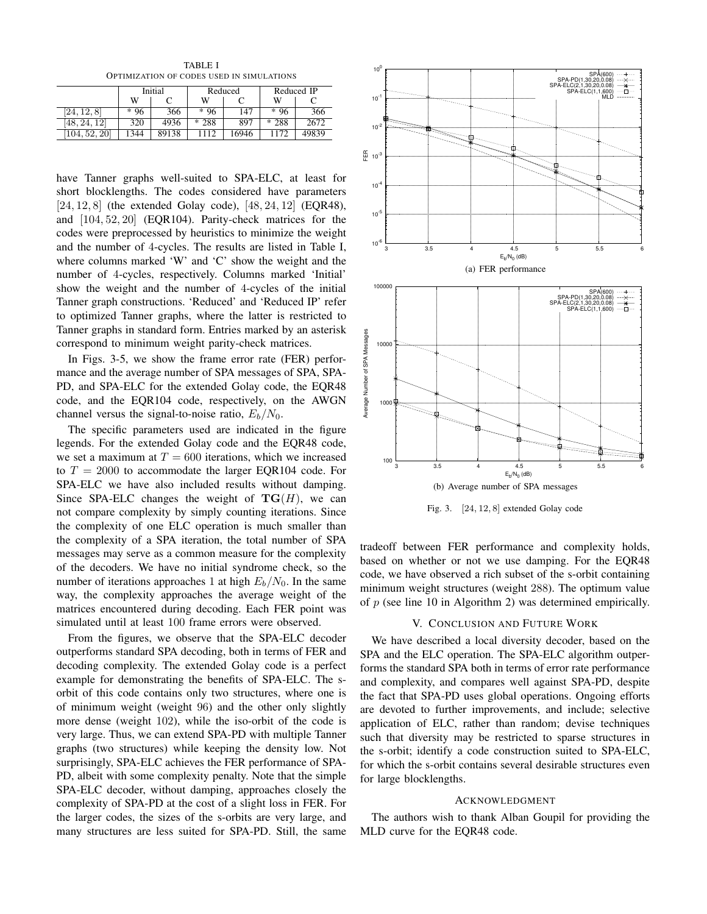TABLE I
OPTIMIZATION OF CODES USED IN SIMULATIONS

| | Initial | | Reduced | | Reduced IP | |
|---|---|---|---|---|---|---|
| | W | C | W | C | W | C |
| $[24, 12, 8]$ | * 96 | 366 | * 96 | 147 | * 96 | 366 |
| $[48, 24, 12]$ | 320 | 4936 | * 288 | 897 | * 288 | 2672 |
| $[104, 52, 20]$ | 1344 | 89138 | 1112 | 16946 | 1172 | 49839 |

have Tanner graphs well-suited to SPA-ELC, at least for short blocklengths. The codes considered have parameters $[24, 12, 8]$ (the extended Golay code), $[48, 24, 12]$ (EQR48), and $[104, 52, 20]$ (EQR104). Parity-check matrices for the codes were preprocessed by heuristics to minimize the weight and the number of 4-cycles. The results are listed in Table I, where columns marked 'W' and 'C' show the weight and the number of 4-cycles, respectively. Columns marked 'Initial' show the weight and the number of 4-cycles of the initial Tanner graph constructions. 'Reduced' and 'Reduced IP' refer to optimized Tanner graphs, where the latter is restricted to Tanner graphs in standard form. Entries marked by an asterisk correspond to minimum weight parity-check matrices.

In Figs. 3-5, we show the frame error rate (FER) performance and the average number of SPA messages of SPA, SPA-PD, and SPA-ELC for the extended Golay code, the EQR48 code, and the EQR104 code, respectively, on the AWGN channel versus the signal-to-noise ratio, $E_b/N_0$.

The specific parameters used are indicated in the figure legends. For the extended Golay code and the EQR48 code, we set a maximum at $T = 600$ iterations, which we increased to $T = 2000$ to accommodate the larger EQR104 code. For SPA-ELC we have also included results without damping. Since SPA-ELC changes the weight of $\mathbf{TG}(H)$, we can not compare complexity by simply counting iterations. Since the complexity of one ELC operation is much smaller than the complexity of a SPA iteration, the total number of SPA messages may serve as a common measure for the complexity of the decoders. We have no initial syndrome check, so the number of iterations approaches 1 at high $E_b/N_0$. In the same way, the complexity approaches the average weight of the matrices encountered during decoding. Each FER point was simulated until at least 100 frame errors were observed.

From the figures, we observe that the SPA-ELC decoder outperforms standard SPA decoding, both in terms of FER and decoding complexity. The extended Golay code is a perfect example for demonstrating the benefits of SPA-ELC. The s-orbit of this code contains only two structures, where one is of minimum weight (weight 96) and the other only slightly more dense (weight 102), while the iso-orbit of the code is very large. Thus, we can extend SPA-PD with multiple Tanner graphs (two structures) while keeping the density low. Not surprisingly, SPA-ELC achieves the FER performance of SPA-PD, albeit with some complexity penalty. Note that the simple SPA-ELC decoder, without damping, approaches closely the complexity of SPA-PD at the cost of a slight loss in FER. For the larger codes, the sizes of the s-orbits are very large, and many structures are less suited for SPA-PD. Still, the same tradeoff between FER performance and complexity holds, based on whether or not we use damping. For the EQR48 code, we have observed a rich subset of the s-orbit containing minimum weight structures (weight 288). The optimum value of $p$ (see line 10 in Algorithm 2) was determined empirically.

(a) FER performance

(b) Average number of SPA messages

Fig. 3. $[24, 12, 8]$ extended Golay code

## V. Conclusion and Future Work

We have described a local diversity decoder, based on the SPA and the ELC operation. The SPA-ELC algorithm outperforms the standard SPA both in terms of error rate performance and complexity, and compares well against SPA-PD, despite the fact that SPA-PD uses global operations. Ongoing efforts are devoted to further improvements, and include; selective application of ELC, rather than random; devise techniques such that diversity may be restricted to sparse structures in the s-orbit; identify a code construction suited to SPA-ELC, for which the s-orbit contains several desirable structures even for large blocklengths.

## Acknowledgment

The authors wish to thank Alban Goupil for providing the MLD curve for the EQR48 code.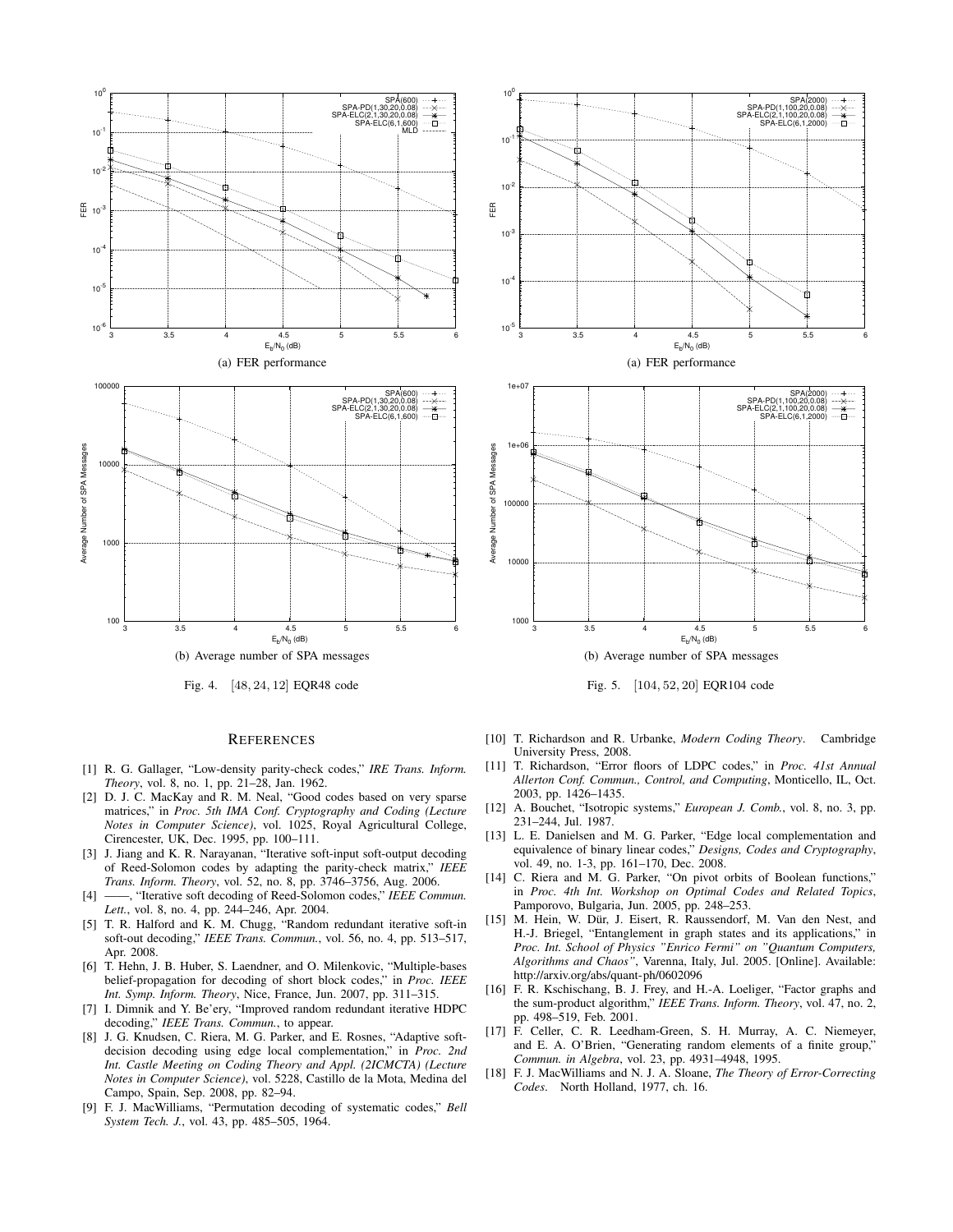SPA(600)
SPA-PD(1,30,20,0.08)
SPA-ELC(2,1,30,20,0.08)
SPA-ELC(6,1,600)
MLD

FER

$E_b/N_0$ (dB)

(a) FER performance

SPA(600)
SPA-PD(1,30,20,0.08)
SPA-ELC(2,1,30,20,0.08)
SPA-ELC(6,1,600)

Average Number of SPA Messages

$E_b/N_0$ (dB)

(b) Average number of SPA messages

Fig. 4. $[48, 24, 12]$ EQR48 code

SPA(2000)
SPA-PD(1,100,20,0.08)
SPA-ELC(2,1,100,20,0.08)
SPA-ELC(6,1,2000)

FER

$E_b/N_0$ (dB)

(a) FER performance

SPA(2000)
SPA-PD(1,100,20,0.08)
SPA-ELC(2,1,100,20,0.08)
SPA-ELC(6,1,2000)

Average Number of SPA Messages

$E_b/N_0$ (dB)

(b) Average number of SPA messages

Fig. 5. $[104, 52, 20]$ EQR104 code

# REFERENCES

[1] R. G. Gallager, "Low-density parity-check codes," *IRE Trans. Inform. Theory*, vol. 8, no. 1, pp. 21–28, Jan. 1962.

[2] D. J. C. MacKay and R. M. Neal, "Good codes based on very sparse matrices," in *Proc. 5th IMA Conf. Cryptography and Coding (Lecture Notes in Computer Science)*, vol. 1025, Royal Agricultural College, Cirencester, UK, Dec. 1995, pp. 100–111.

[3] J. Jiang and K. R. Narayanan, "Iterative soft-input soft-output decoding of Reed-Solomon codes by adapting the parity-check matrix," *IEEE Trans. Inform. Theory*, vol. 52, no. 8, pp. 3746–3756, Aug. 2006.

[4] ——, "Iterative soft decoding of Reed-Solomon codes," *IEEE Commun. Lett.*, vol. 8, no. 4, pp. 244–246, Apr. 2004.

[5] T. R. Halford and K. M. Chugg, "Random redundant iterative soft-in soft-out decoding," *IEEE Trans. Commun.*, vol. 56, no. 4, pp. 513–517, Apr. 2008.

[6] T. Hehn, J. B. Huber, S. Laendner, and O. Milenkovic, "Multiple-bases belief-propagation for decoding of short block codes," in *Proc. IEEE Int. Symp. Inform. Theory*, Nice, France, Jun. 2007, pp. 311–315.

[7] I. Dimnik and Y. Be'ery, "Improved random redundant iterative HDPC decoding," *IEEE Trans. Commun.*, to appear.

[8] J. G. Knudsen, C. Riera, M. G. Parker, and E. Rosnes, "Adaptive soft-decision decoding using edge local complementation," in *Proc. 2nd Int. Castle Meeting on Coding Theory and Appl. (2ICMCTA) (Lecture Notes in Computer Science)*, vol. 5228, Castillo de la Mota, Medina del Campo, Spain, Sep. 2008, pp. 82–94.

[9] F. J. MacWilliams, "Permutation decoding of systematic codes," *Bell System Tech. J.*, vol. 43, pp. 485–505, 1964.

[10] T. Richardson and R. Urbanke, *Modern Coding Theory*. Cambridge University Press, 2008.

[11] T. Richardson, "Error floors of LDPC codes," in *Proc. 41st Annual Allerton Conf. Commun., Control, and Computing*, Monticello, IL, Oct. 2003, pp. 1426–1435.

[12] A. Bouchet, "Isotropic systems," *European J. Comb.*, vol. 8, no. 3, pp. 231–244, Jul. 1987.

[13] L. E. Danielsen and M. G. Parker, "Edge local complementation and equivalence of binary linear codes," *Designs, Codes and Cryptography*, vol. 49, no. 1-3, pp. 161–170, Dec. 2008.

[14] C. Riera and M. G. Parker, "On pivot orbits of Boolean functions," in *Proc. 4th Int. Workshop on Optimal Codes and Related Topics*, Pamporovo, Bulgaria, Jun. 2005, pp. 248–253.

[15] M. Hein, W. Dür, J. Eisert, R. Raussendorf, M. Van den Nest, and H.-J. Briegel, "Entanglement in graph states and its applications," in *Proc. Int. School of Physics "Enrico Fermi" on "Quantum Computers, Algorithms and Chaos"*, Varenna, Italy, Jul. 2005. [Online]. Available: http://arxiv.org/abs/quant-ph/0602096

[16] F. R. Kschischang, B. J. Frey, and H.-A. Loeliger, "Factor graphs and the sum-product algorithm," *IEEE Trans. Inform. Theory*, vol. 47, no. 2, pp. 498–519, Feb. 2001.

[17] F. Celler, C. R. Leedham-Green, S. H. Murray, A. C. Niemeyer, and E. A. O'Brien, "Generating random elements of a finite group," *Commun. in Algebra*, vol. 23, pp. 4931–4948, 1995.

[18] F. J. MacWilliams and N. J. A. Sloane, *The Theory of Error-Correcting Codes*. North Holland, 1977, ch. 16.